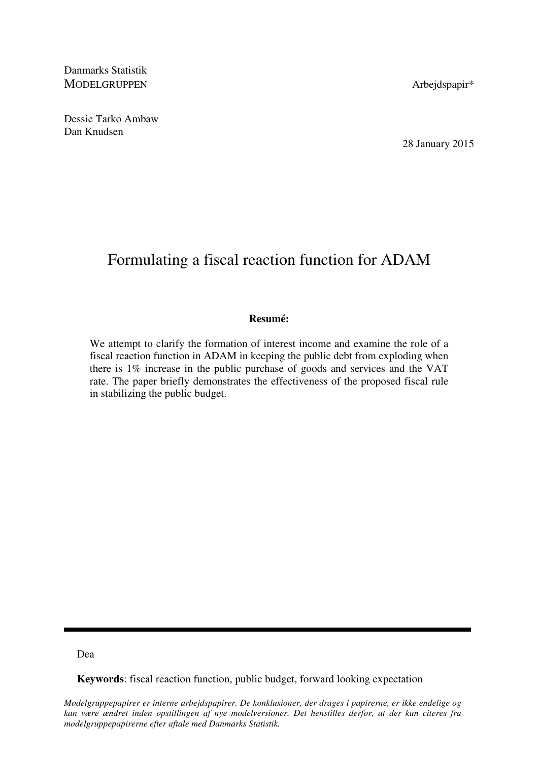Danmarks Statistik
MODELGRUPPEN

Arbejdspapir*

Dessie Tarko Ambaw
Dan Knudsen

28 January 2015

# Formulating a fiscal reaction function for ADAM

**Resumé:**

We attempt to clarify the formation of interest income and examine the role of a fiscal reaction function in ADAM in keeping the public debt from exploding when there is 1% increase in the public purchase of goods and services and the VAT rate. The paper briefly demonstrates the effectiveness of the proposed fiscal rule in stabilizing the public budget.

---

Dea

**Keywords**: fiscal reaction function, public budget, forward looking expectation

*Modelgruppepapirer er interne arbejdspapirer. De konklusioner, der drages i papirerne, er ikke endelige og kan være ændret inden opstillingen af nye modelversioner. Det henstilles derfor, at der kun citeres fra modelgruppepapirerne efter aftale med Danmarks Statistik.*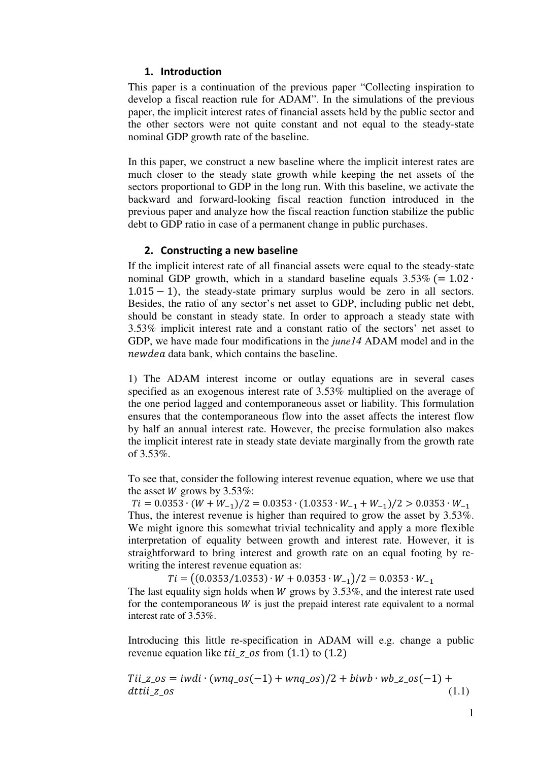## 1. Introduction

This paper is a continuation of the previous paper "Collecting inspiration to develop a fiscal reaction rule for ADAM". In the simulations of the previous paper, the implicit interest rates of financial assets held by the public sector and the other sectors were not quite constant and not equal to the steady-state nominal GDP growth rate of the baseline.

In this paper, we construct a new baseline where the implicit interest rates are much closer to the steady state growth while keeping the net assets of the sectors proportional to GDP in the long run. With this baseline, we activate the backward and forward-looking fiscal reaction function introduced in the previous paper and analyze how the fiscal reaction function stabilize the public debt to GDP ratio in case of a permanent change in public purchases.

## 2. Constructing a new baseline

If the implicit interest rate of all financial assets were equal to the steady-state nominal GDP growth, which in a standard baseline equals 3.53% $(= 1.02 \cdot 1.015 - 1)$, the steady-state primary surplus would be zero in all sectors. Besides, the ratio of any sector's net asset to GDP, including public net debt, should be constant in steady state. In order to approach a steady state with 3.53% implicit interest rate and a constant ratio of the sectors' net asset to GDP, we have made four modifications in the *june14* ADAM model and in the $newdea$ data bank, which contains the baseline.

1) The ADAM interest income or outlay equations are in several cases specified as an exogenous interest rate of 3.53% multiplied on the average of the one period lagged and contemporaneous asset or liability. This formulation ensures that the contemporaneous flow into the asset affects the interest flow by half an annual interest rate. However, the precise formulation also makes the implicit interest rate in steady state deviate marginally from the growth rate of 3.53%.

To see that, consider the following interest revenue equation, where we use that the asset $W$ grows by 3.53%:

$$Ti = 0.0353 \cdot (W + W_{-1})/2 = 0.0353 \cdot (1.0353 \cdot W_{-1} + W_{-1})/2 > 0.0353 \cdot W_{-1}$$

Thus, the interest revenue is higher than required to grow the asset by 3.53%. We might ignore this somewhat trivial technicality and apply a more flexible interpretation of equality between growth and interest rate. However, it is straightforward to bring interest and growth rate on an equal footing by re-writing the interest revenue equation as:

$$Ti = \left((0.0353/1.0353) \cdot W + 0.0353 \cdot W_{-1}\right)/2 = 0.0353 \cdot W_{-1}$$

The last equality sign holds when $W$ grows by 3.53%, and the interest rate used for the contemporaneous $W$ is just the prepaid interest rate equivalent to a normal interest rate of 3.53%.

Introducing this little re-specification in ADAM will e.g. change a public revenue equation like $tii\_z\_os$ from (1.1) to (1.2)

$$Tii\_z\_os = iwdi \cdot (wnq\_os(-1) + wnq\_os)/2 + biwb \cdot wb\_z\_os(-1) + dttii\_z\_os \tag{1.1}$$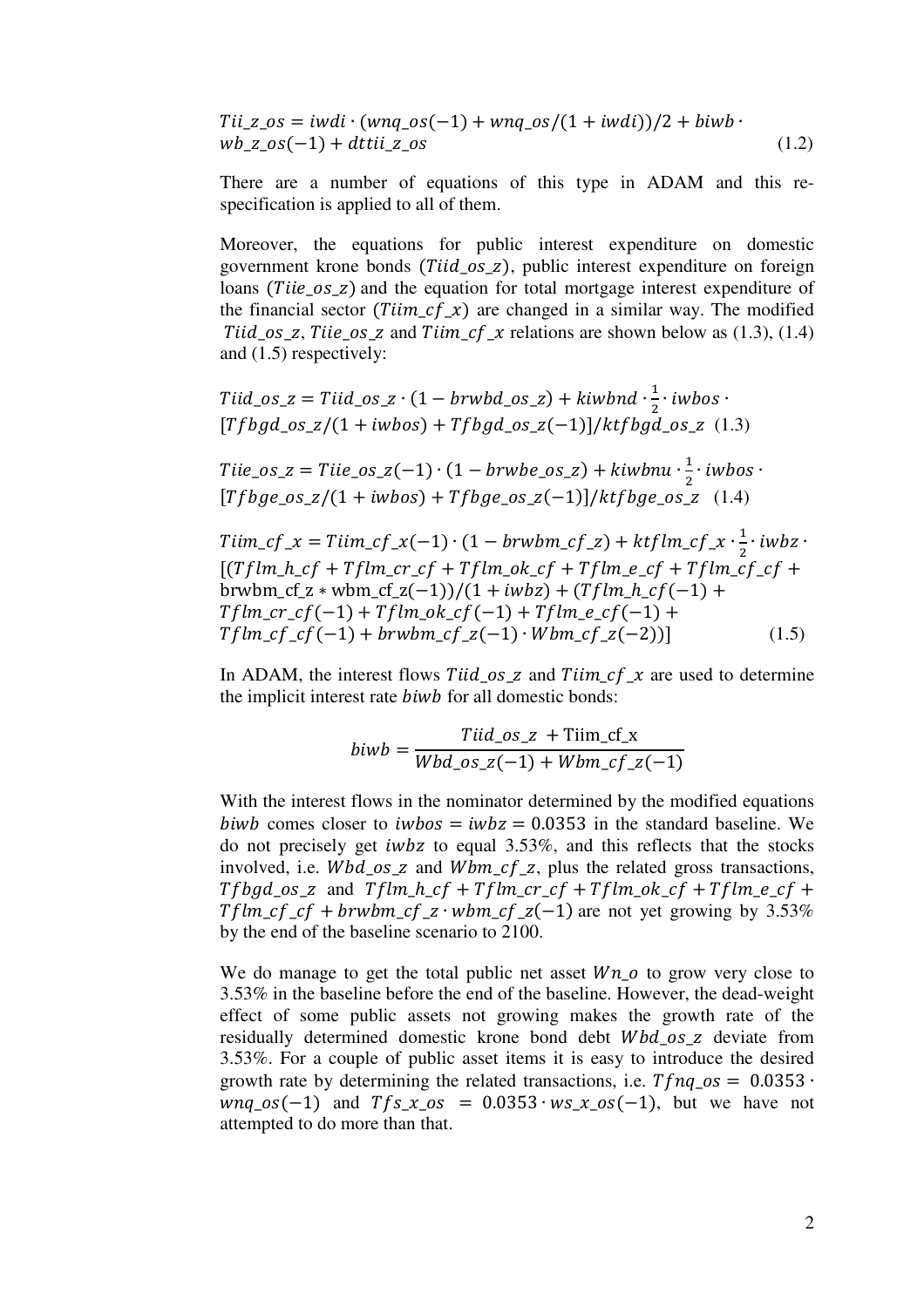$$Tii\_z\_os = iwdi \cdot (wnq\_os(-1) + wnq\_os/(1+iwdi))/2 + biwb \cdot wb\_z\_os(-1) + dttii\_z\_os \quad (1.2)$$

There are a number of equations of this type in ADAM and this re-specification is applied to all of them.

Moreover, the equations for public interest expenditure on domestic government krone bonds ($Tiid\_os\_z$), public interest expenditure on foreign loans ($Tiie\_os\_z$) and the equation for total mortgage interest expenditure of the financial sector ($Tiim\_cf\_x$) are changed in a similar way. The modified $Tiid\_os\_z$, $Tiie\_os\_z$ and $Tiim\_cf\_x$ relations are shown below as (1.3), (1.4) and (1.5) respectively:

$$Tiid\_os\_z = Tiid\_os\_z \cdot (1 - brwbd\_os\_z) + kiwbnd \cdot \tfrac{1}{2} \cdot iwbos \cdot [Tfbgd\_os\_z/(1+iwbos) + Tfbgd\_os\_z(-1)]/ktfbgd\_os\_z \quad (1.3)$$

$$Tiie\_os\_z = Tiie\_os\_z(-1) \cdot (1 - brwbe\_os\_z) + kiwbnu \cdot \tfrac{1}{2} \cdot iwbos \cdot [Tfbge\_os\_z/(1+iwbos) + Tfbge\_os\_z(-1)]/ktfbge\_os\_z \quad (1.4)$$

$$Tiim\_cf\_x = Tiim\_cf\_x(-1) \cdot (1 - brwbm\_cf\_z) + ktflm\_cf\_x \cdot \tfrac{1}{2} \cdot iwbz \cdot [(Tflm\_h\_cf + Tflm\_cr\_cf + Tflm\_ok\_cf + Tflm\_e\_cf + Tflm\_cf\_cf + \text{brwbm\_cf\_z} * \text{wbm\_cf\_z}(-1))/(1+iwbz) + (Tflm\_h\_cf(-1) + Tflm\_cr\_cf(-1) + Tflm\_ok\_cf(-1) + Tflm\_e\_cf(-1) + Tflm\_cf\_cf(-1) + brwbm\_cf\_z(-1) \cdot Wbm\_cf\_z(-2))] \quad (1.5)$$

In ADAM, the interest flows $Tiid\_os\_z$ and $Tiim\_cf\_x$ are used to determine the implicit interest rate $biwb$ for all domestic bonds:

$$biwb = \frac{Tiid\_os\_z + \text{Tiim\_cf\_x}}{Wbd\_os\_z(-1) + Wbm\_cf\_z(-1)}$$

With the interest flows in the nominator determined by the modified equations $biwb$ comes closer to $iwbos = iwbz = 0.0353$ in the standard baseline. We do not precisely get $iwbz$ to equal 3.53%, and this reflects that the stocks involved, i.e. $Wbd\_os\_z$ and $Wbm\_cf\_z$, plus the related gross transactions, $Tfbgd\_os\_z$ and $Tflm\_h\_cf + Tflm\_cr\_cf + Tflm\_ok\_cf + Tflm\_e\_cf + Tflm\_cf\_cf + brwbm\_cf\_z \cdot wbm\_cf\_z(-1)$ are not yet growing by 3.53% by the end of the baseline scenario to 2100.

We do manage to get the total public net asset $Wn\_o$ to grow very close to 3.53% in the baseline before the end of the baseline. However, the dead-weight effect of some public assets not growing makes the growth rate of the residually determined domestic krone bond debt $Wbd\_os\_z$ deviate from 3.53%. For a couple of public asset items it is easy to introduce the desired growth rate by determining the related transactions, i.e. $Tfnq\_os = 0.0353 \cdot wnq\_os(-1)$ and $Tfs\_x\_os = 0.0353 \cdot ws\_x\_os(-1)$, but we have not attempted to do more than that.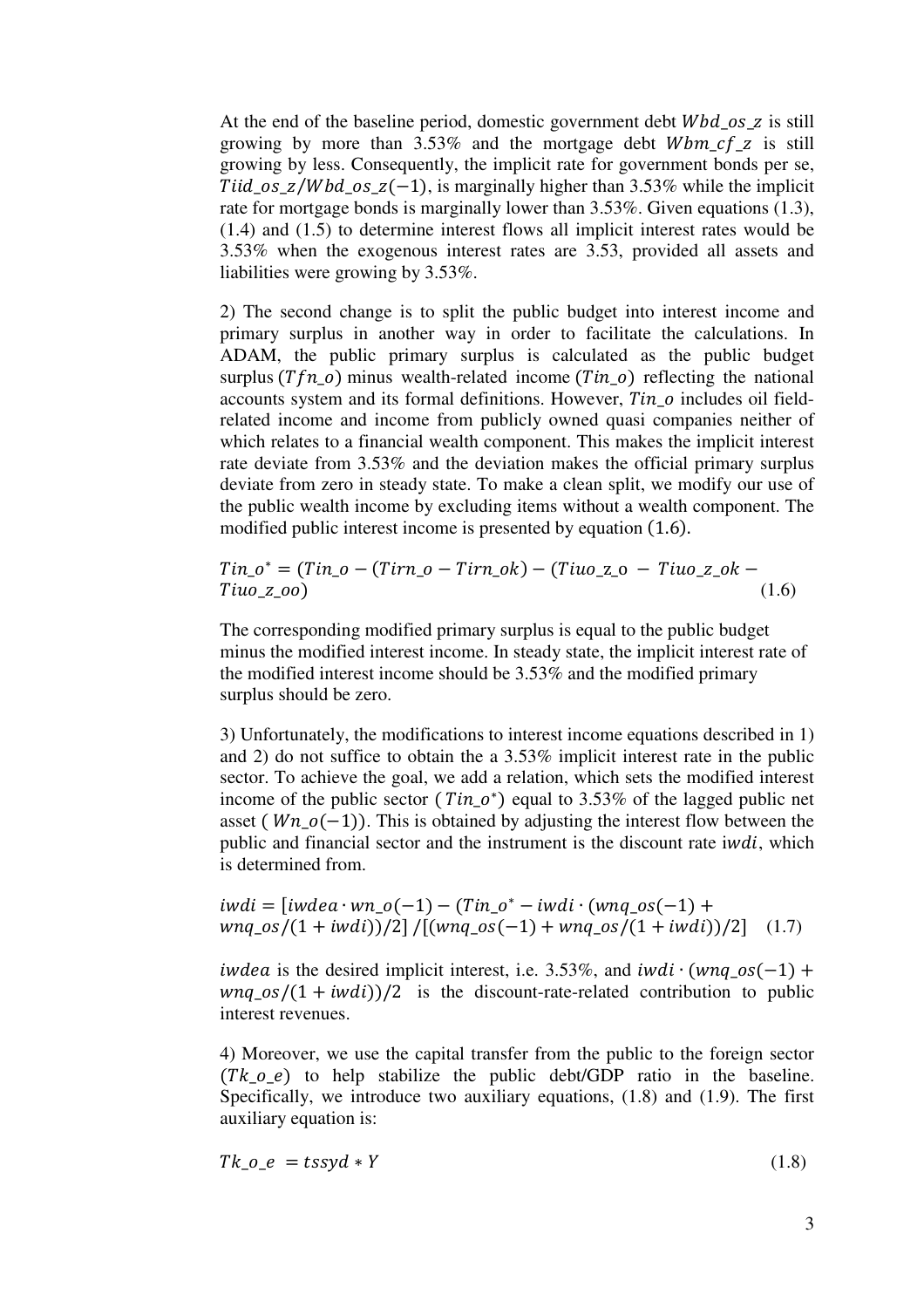At the end of the baseline period, domestic government debt $Wbd\_os\_z$ is still growing by more than 3.53% and the mortgage debt $Wbm\_cf\_z$ is still growing by less. Consequently, the implicit rate for government bonds per se, $Tiid\_os\_z/Wbd\_os\_z(-1)$, is marginally higher than 3.53% while the implicit rate for mortgage bonds is marginally lower than 3.53%. Given equations (1.3), (1.4) and (1.5) to determine interest flows all implicit interest rates would be 3.53% when the exogenous interest rates are 3.53, provided all assets and liabilities were growing by 3.53%.

2) The second change is to split the public budget into interest income and primary surplus in another way in order to facilitate the calculations. In ADAM, the public primary surplus is calculated as the public budget surplus ($Tfn\_o$) minus wealth-related income ($Tin\_o$) reflecting the national accounts system and its formal definitions. However, $Tin\_o$ includes oil field-related income and income from publicly owned quasi companies neither of which relates to a financial wealth component. This makes the implicit interest rate deviate from 3.53% and the deviation makes the official primary surplus deviate from zero in steady state. To make a clean split, we modify our use of the public wealth income by excluding items without a wealth component. The modified public interest income is presented by equation (1.6).

$$Tin\_o^{*} = (Tin\_o - (Tirn\_o - Tirn\_ok) - (Tiuo\_z\_o - Tiuo\_z\_ok - Tiuo\_z\_oo) \qquad (1.6)$$

The corresponding modified primary surplus is equal to the public budget minus the modified interest income. In steady state, the implicit interest rate of the modified interest income should be 3.53% and the modified primary surplus should be zero.

3) Unfortunately, the modifications to interest income equations described in 1) and 2) do not suffice to obtain the a 3.53% implicit interest rate in the public sector. To achieve the goal, we add a relation, which sets the modified interest income of the public sector ($Tin\_o^{*}$) equal to 3.53% of the lagged public net asset ($Wn\_o(-1)$). This is obtained by adjusting the interest flow between the public and financial sector and the instrument is the discount rate $iwdi$, which is determined from.

$$iwdi = [iwdea \cdot wn\_o(-1) - (Tin\_o^{*} - iwdi \cdot (wnq\_os(-1) + wnq\_os/(1+iwdi))/2] \,/ [(wnq\_os(-1) + wnq\_os/(1+iwdi))/2] \qquad (1.7)$$

$iwdea$ is the desired implicit interest, i.e. 3.53%, and $iwdi \cdot (wnq\_os(-1) + wnq\_os/(1+iwdi))/2$ is the discount-rate-related contribution to public interest revenues.

4) Moreover, we use the capital transfer from the public to the foreign sector ($Tk\_o\_e$) to help stabilize the public debt/GDP ratio in the baseline. Specifically, we introduce two auxiliary equations, (1.8) and (1.9). The first auxiliary equation is:

$$Tk\_o\_e = tssyd * Y \qquad (1.8)$$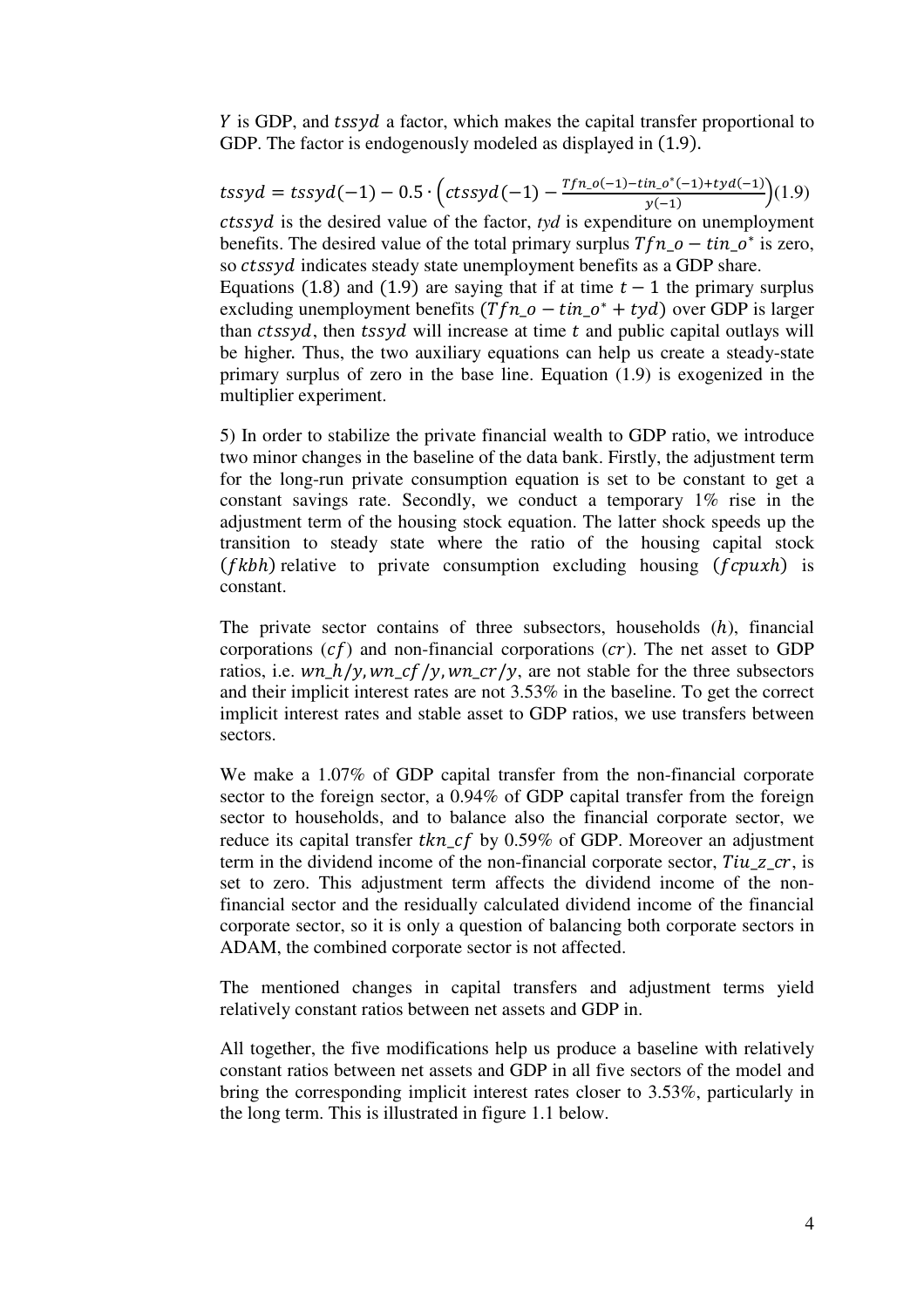$Y$ is GDP, and $tssyd$ a factor, which makes the capital transfer proportional to GDP. The factor is endogenously modeled as displayed in (1.9).

$$tssyd = tssyd(-1) - 0.5 \cdot \left( ctssyd(-1) - \frac{Tfn\_o(-1) - tin\_o^*(-1) + tyd(-1)}{y(-1)} \right) \quad (1.9)$$

$ctssyd$ is the desired value of the factor, $tyd$ is expenditure on unemployment benefits. The desired value of the total primary surplus $Tfn\_o - tin\_o^*$ is zero, so $ctssyd$ indicates steady state unemployment benefits as a GDP share.

Equations (1.8) and (1.9) are saying that if at time $t-1$ the primary surplus excluding unemployment benefits ($Tfn\_o - tin\_o^* + tyd$) over GDP is larger than $ctssyd$, then $tssyd$ will increase at time $t$ and public capital outlays will be higher. Thus, the two auxiliary equations can help us create a steady-state primary surplus of zero in the base line. Equation (1.9) is exogenized in the multiplier experiment.

5) In order to stabilize the private financial wealth to GDP ratio, we introduce two minor changes in the baseline of the data bank. Firstly, the adjustment term for the long-run private consumption equation is set to be constant to get a constant savings rate. Secondly, we conduct a temporary 1% rise in the adjustment term of the housing stock equation. The latter shock speeds up the transition to steady state where the ratio of the housing capital stock ($fkbh$) relative to private consumption excluding housing ($fcpuxh$) is constant.

The private sector contains of three subsectors, households ($h$), financial corporations ($cf$) and non-financial corporations ($cr$). The net asset to GDP ratios, i.e. $wn\_h/y, wn\_cf/y, wn\_cr/y$, are not stable for the three subsectors and their implicit interest rates are not 3.53% in the baseline. To get the correct implicit interest rates and stable asset to GDP ratios, we use transfers between sectors.

We make a 1.07% of GDP capital transfer from the non-financial corporate sector to the foreign sector, a 0.94% of GDP capital transfer from the foreign sector to households, and to balance also the financial corporate sector, we reduce its capital transfer $tkn\_cf$ by 0.59% of GDP. Moreover an adjustment term in the dividend income of the non-financial corporate sector, $Tiu\_z\_cr$, is set to zero. This adjustment term affects the dividend income of the non-financial sector and the residually calculated dividend income of the financial corporate sector, so it is only a question of balancing both corporate sectors in ADAM, the combined corporate sector is not affected.

The mentioned changes in capital transfers and adjustment terms yield relatively constant ratios between net assets and GDP in.

All together, the five modifications help us produce a baseline with relatively constant ratios between net assets and GDP in all five sectors of the model and bring the corresponding implicit interest rates closer to 3.53%, particularly in the long term. This is illustrated in figure 1.1 below.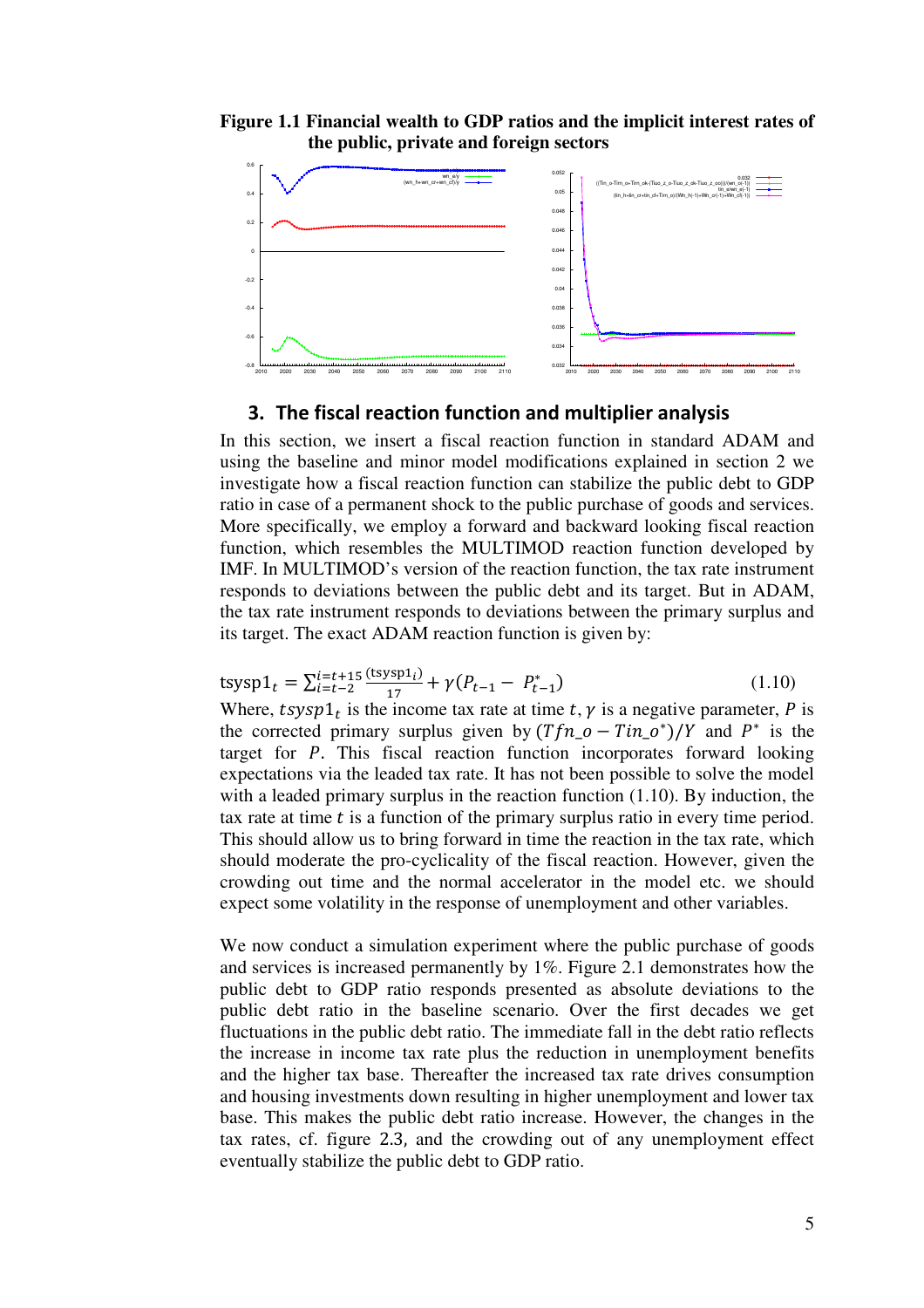**Figure 1.1 Financial wealth to GDP ratios and the implicit interest rates of the public, private and foreign sectors**

## 3. The fiscal reaction function and multiplier analysis

In this section, we insert a fiscal reaction function in standard ADAM and using the baseline and minor model modifications explained in section 2 we investigate how a fiscal reaction function can stabilize the public debt to GDP ratio in case of a permanent shock to the public purchase of goods and services. More specifically, we employ a forward and backward looking fiscal reaction function, which resembles the MULTIMOD reaction function developed by IMF. In MULTIMOD's version of the reaction function, the tax rate instrument responds to deviations between the public debt and its target. But in ADAM, the tax rate instrument responds to deviations between the primary surplus and its target. The exact ADAM reaction function is given by:

$$\text{tsysp1}_t = \sum_{i=t-2}^{i=t+15} \frac{(\text{tsysp1}_i)}{17} + \gamma(P_{t-1} - P^*_{t-1}) \tag{1.10}$$

Where, $tsysp1_t$ is the income tax rate at time $t$, $\gamma$ is a negative parameter, $P$ is the corrected primary surplus given by $(Tfn\_o - Tin\_o^*)/Y$ and $P^*$ is the target for $P$. This fiscal reaction function incorporates forward looking expectations via the leaded tax rate. It has not been possible to solve the model with a leaded primary surplus in the reaction function (1.10). By induction, the tax rate at time $t$ is a function of the primary surplus ratio in every time period. This should allow us to bring forward in time the reaction in the tax rate, which should moderate the pro-cyclicality of the fiscal reaction. However, given the crowding out time and the normal accelerator in the model etc. we should expect some volatility in the response of unemployment and other variables.

We now conduct a simulation experiment where the public purchase of goods and services is increased permanently by 1%. Figure 2.1 demonstrates how the public debt to GDP ratio responds presented as absolute deviations to the public debt ratio in the baseline scenario. Over the first decades we get fluctuations in the public debt ratio. The immediate fall in the debt ratio reflects the increase in income tax rate plus the reduction in unemployment benefits and the higher tax base. Thereafter the increased tax rate drives consumption and housing investments down resulting in higher unemployment and lower tax base. This makes the public debt ratio increase. However, the changes in the tax rates, cf. figure 2.3, and the crowding out of any unemployment effect eventually stabilize the public debt to GDP ratio.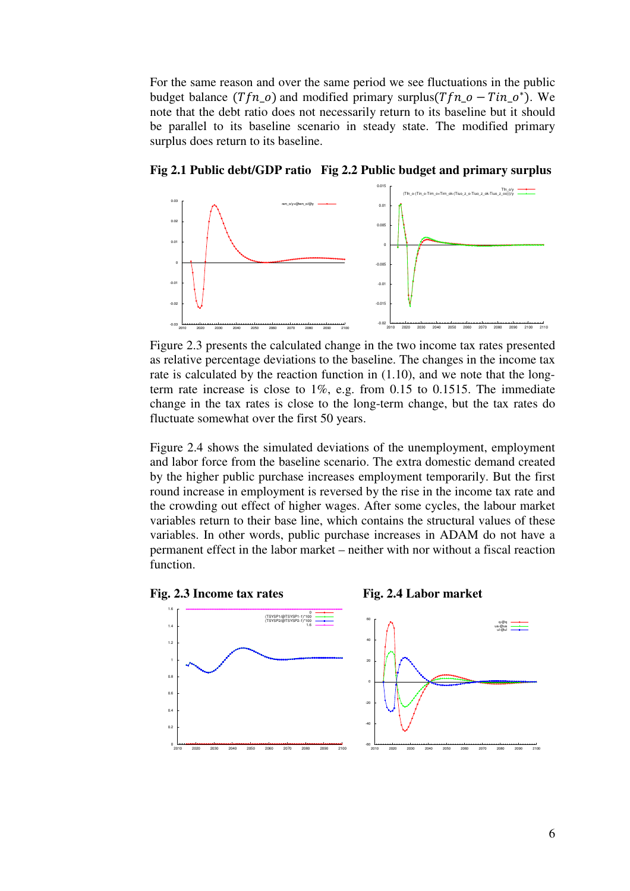For the same reason and over the same period we see fluctuations in the public budget balance ($Tfn\_o$) and modified primary surplus($Tfn\_o - Tin\_o^*$). We note that the debt ratio does not necessarily return to its baseline but it should be parallel to its baseline scenario in steady state. The modified primary surplus does return to its baseline.

**Fig 2.1 Public debt/GDP ratio Fig 2.2 Public budget and primary surplus**

Figure 2.3 presents the calculated change in the two income tax rates presented as relative percentage deviations to the baseline. The changes in the income tax rate is calculated by the reaction function in (1.10), and we note that the long-term rate increase is close to 1%, e.g. from 0.15 to 0.1515. The immediate change in the tax rates is close to the long-term change, but the tax rates do fluctuate somewhat over the first 50 years.

Figure 2.4 shows the simulated deviations of the unemployment, employment and labor force from the baseline scenario. The extra domestic demand created by the higher public purchase increases employment temporarily. But the first round increase in employment is reversed by the rise in the income tax rate and the crowding out effect of higher wages. After some cycles, the labour market variables return to their base line, which contains the structural values of these variables. In other words, public purchase increases in ADAM do not have a permanent effect in the labor market – neither with nor without a fiscal reaction function.

**Fig. 2.3 Income tax rates** **Fig. 2.4 Labor market**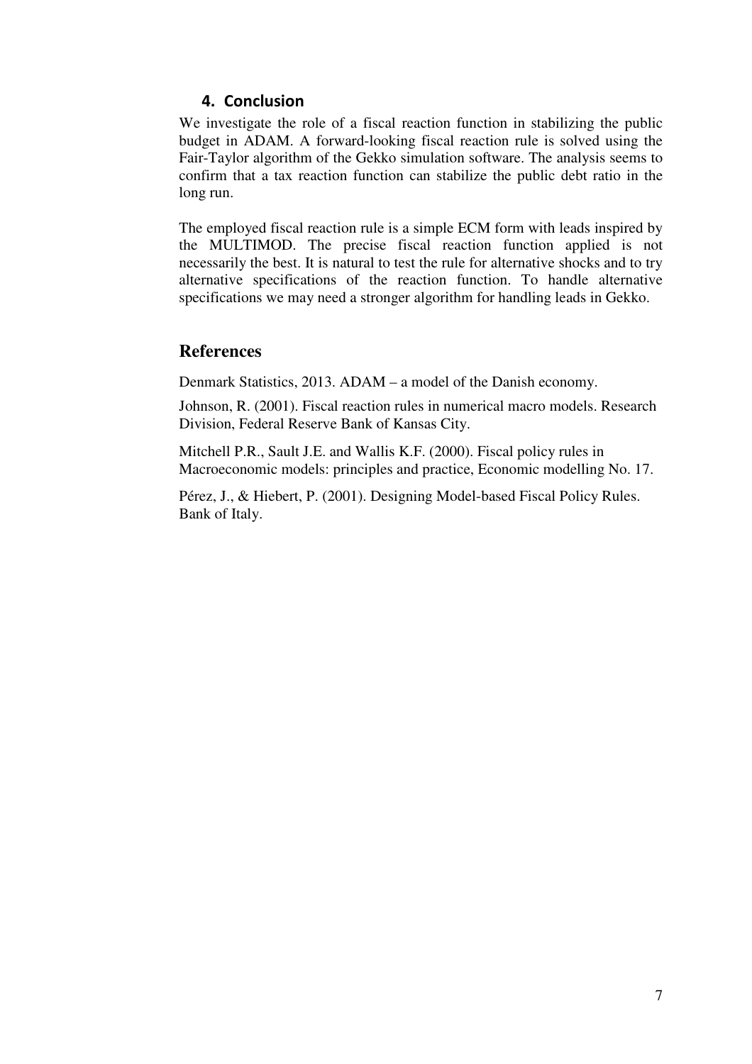## 4. Conclusion

We investigate the role of a fiscal reaction function in stabilizing the public budget in ADAM. A forward-looking fiscal reaction rule is solved using the Fair-Taylor algorithm of the Gekko simulation software. The analysis seems to confirm that a tax reaction function can stabilize the public debt ratio in the long run.

The employed fiscal reaction rule is a simple ECM form with leads inspired by the MULTIMOD. The precise fiscal reaction function applied is not necessarily the best. It is natural to test the rule for alternative shocks and to try alternative specifications of the reaction function. To handle alternative specifications we may need a stronger algorithm for handling leads in Gekko.

## References

Denmark Statistics, 2013. ADAM – a model of the Danish economy.

Johnson, R. (2001). Fiscal reaction rules in numerical macro models. Research Division, Federal Reserve Bank of Kansas City.

Mitchell P.R., Sault J.E. and Wallis K.F. (2000). Fiscal policy rules in Macroeconomic models: principles and practice, Economic modelling No. 17.

Pérez, J., & Hiebert, P. (2001). Designing Model-based Fiscal Policy Rules. Bank of Italy.